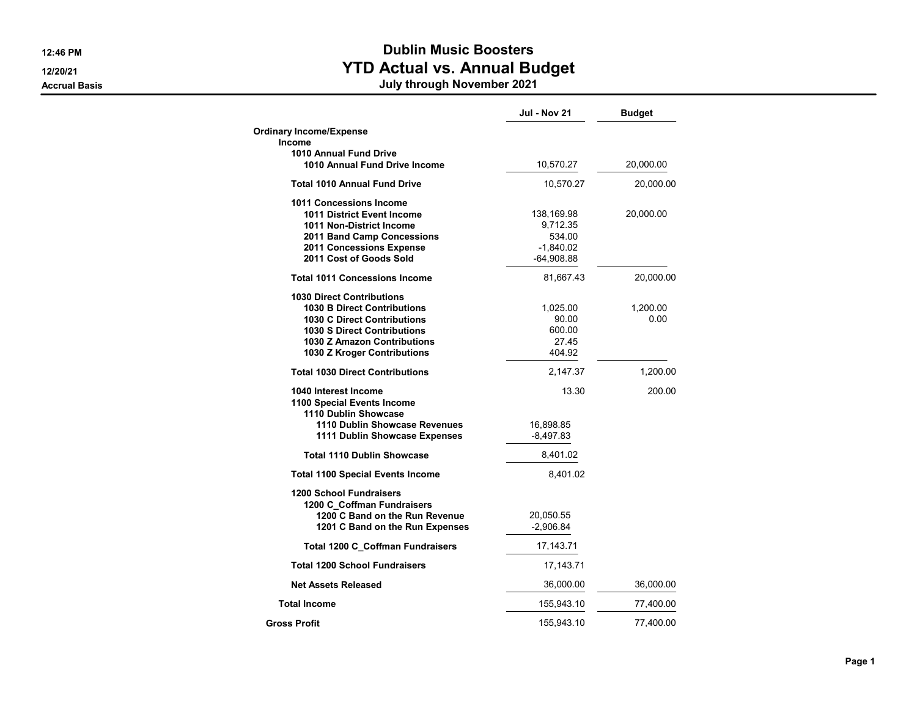12:46 PM
12/20/21
Accrual Basis

# Dublin Music Boosters
## YTD Actual vs. Annual Budget
### July through November 2021

| | Jul - Nov 21 | Budget |
|---|---|---|
| **Ordinary Income/Expense** | | |
| **Income** | | |
| **1010 Annual Fund Drive** | | |
| **1010 Annual Fund Drive Income** | 10,570.27 | 20,000.00 |
| **Total 1010 Annual Fund Drive** | 10,570.27 | 20,000.00 |
| **1011 Concessions Income** | | |
| **1011 District Event Income** | 138,169.98 | 20,000.00 |
| **1011 Non-District Income** | 9,712.35 | |
| **2011 Band Camp Concessions** | 534.00 | |
| **2011 Concessions Expense** | -1,840.02 | |
| **2011 Cost of Goods Sold** | -64,908.88 | |
| **Total 1011 Concessions Income** | 81,667.43 | 20,000.00 |
| **1030 Direct Contributions** | | |
| **1030 B Direct Contributions** | 1,025.00 | 1,200.00 |
| **1030 C Direct Contributions** | 90.00 | 0.00 |
| **1030 S Direct Contributions** | 600.00 | |
| **1030 Z Amazon Contributions** | 27.45 | |
| **1030 Z Kroger Contributions** | 404.92 | |
| **Total 1030 Direct Contributions** | 2,147.37 | 1,200.00 |
| **1040 Interest Income** | 13.30 | 200.00 |
| **1100 Special Events Income** | | |
| **1110 Dublin Showcase** | | |
| **1110 Dublin Showcase Revenues** | 16,898.85 | |
| **1111 Dublin Showcase Expenses** | -8,497.83 | |
| **Total 1110 Dublin Showcase** | 8,401.02 | |
| **Total 1100 Special Events Income** | 8,401.02 | |
| **1200 School Fundraisers** | | |
| **1200 C_Coffman Fundraisers** | | |
| **1200 C Band on the Run Revenue** | 20,050.55 | |
| **1201 C Band on the Run Expenses** | -2,906.84 | |
| **Total 1200 C_Coffman Fundraisers** | 17,143.71 | |
| **Total 1200 School Fundraisers** | 17,143.71 | |
| **Net Assets Released** | 36,000.00 | 36,000.00 |
| **Total Income** | 155,943.10 | 77,400.00 |
| **Gross Profit** | 155,943.10 | 77,400.00 |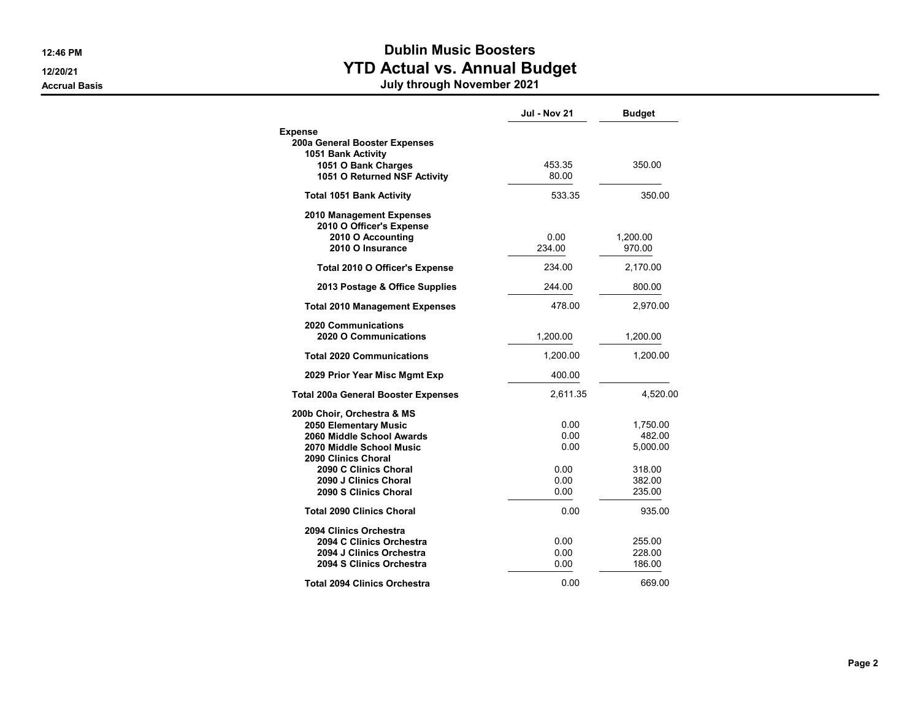# Dublin Music Boosters
## YTD Actual vs. Annual Budget
### July through November 2021

12:46 PM
12/20/21
Accrual Basis

| | Jul - Nov 21 | Budget |
|---|---|---|
| **Expense** | | |
| **200a General Booster Expenses** | | |
| **1051 Bank Activity** | | |
| **1051 O Bank Charges** | 453.35 | 350.00 |
| **1051 O Returned NSF Activity** | 80.00 | |
| **Total 1051 Bank Activity** | 533.35 | 350.00 |
| **2010 Management Expenses** | | |
| **2010 O Officer's Expense** | | |
| **2010 O Accounting** | 0.00 | 1,200.00 |
| **2010 O Insurance** | 234.00 | 970.00 |
| **Total 2010 O Officer's Expense** | 234.00 | 2,170.00 |
| **2013 Postage & Office Supplies** | 244.00 | 800.00 |
| **Total 2010 Management Expenses** | 478.00 | 2,970.00 |
| **2020 Communications** | | |
| **2020 O Communications** | 1,200.00 | 1,200.00 |
| **Total 2020 Communications** | 1,200.00 | 1,200.00 |
| **2029 Prior Year Misc Mgmt Exp** | 400.00 | |
| **Total 200a General Booster Expenses** | 2,611.35 | 4,520.00 |
| **200b Choir, Orchestra & MS** | | |
| **2050 Elementary Music** | 0.00 | 1,750.00 |
| **2060 Middle School Awards** | 0.00 | 482.00 |
| **2070 Middle School Music** | 0.00 | 5,000.00 |
| **2090 Clinics Choral** | | |
| **2090 C Clinics Choral** | 0.00 | 318.00 |
| **2090 J Clinics Choral** | 0.00 | 382.00 |
| **2090 S Clinics Choral** | 0.00 | 235.00 |
| **Total 2090 Clinics Choral** | 0.00 | 935.00 |
| **2094 Clinics Orchestra** | | |
| **2094 C Clinics Orchestra** | 0.00 | 255.00 |
| **2094 J Clinics Orchestra** | 0.00 | 228.00 |
| **2094 S Clinics Orchestra** | 0.00 | 186.00 |
| **Total 2094 Clinics Orchestra** | 0.00 | 669.00 |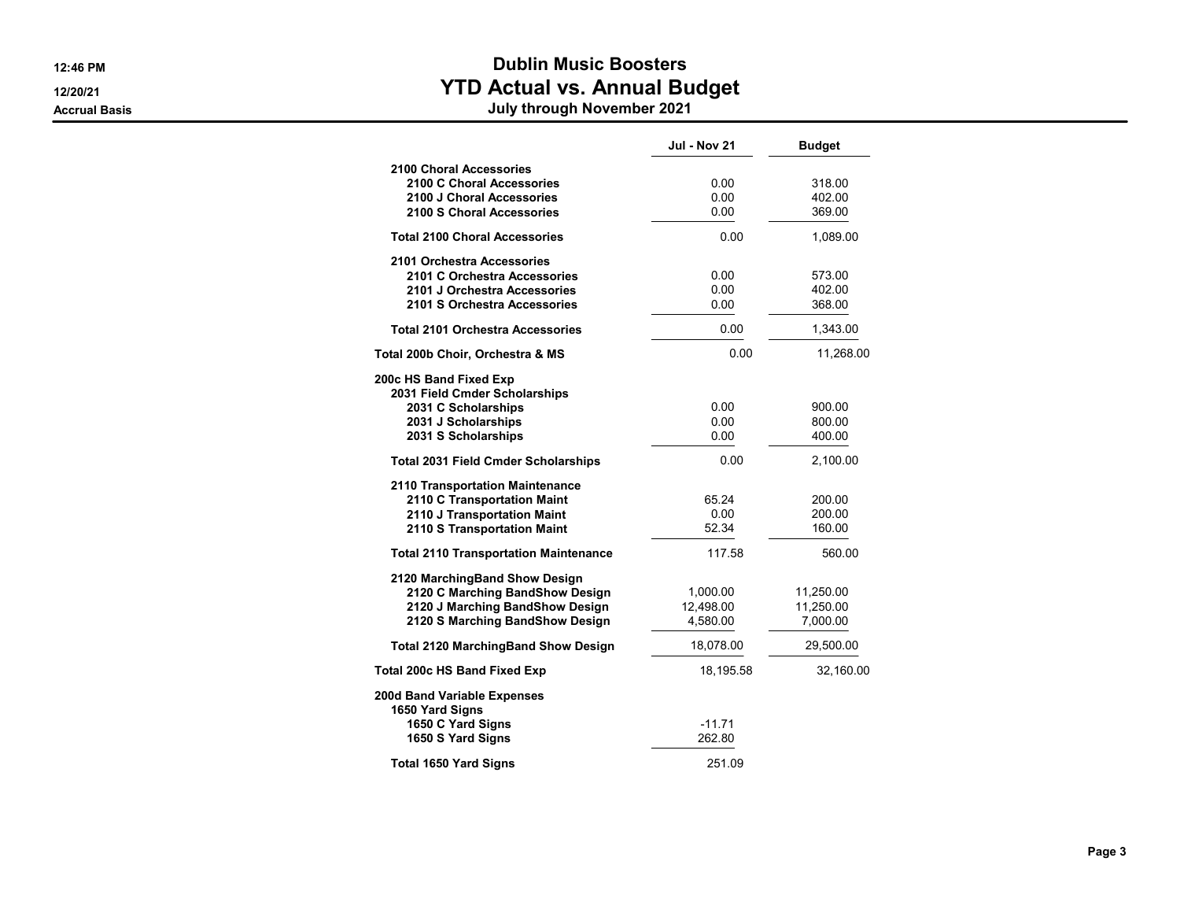# Dublin Music Boosters
## YTD Actual vs. Annual Budget
### July through November 2021

12:46 PM
12/20/21
Accrual Basis

| | Jul - Nov 21 | Budget |
|---|---|---|
| **2100 Choral Accessories** | | |
| **2100 C Choral Accessories** | 0.00 | 318.00 |
| **2100 J Choral Accessories** | 0.00 | 402.00 |
| **2100 S Choral Accessories** | 0.00 | 369.00 |
| **Total 2100 Choral Accessories** | 0.00 | 1,089.00 |
| **2101 Orchestra Accessories** | | |
| **2101 C Orchestra Accessories** | 0.00 | 573.00 |
| **2101 J Orchestra Accessories** | 0.00 | 402.00 |
| **2101 S Orchestra Accessories** | 0.00 | 368.00 |
| **Total 2101 Orchestra Accessories** | 0.00 | 1,343.00 |
| **Total 200b Choir, Orchestra & MS** | 0.00 | 11,268.00 |
| **200c HS Band Fixed Exp** | | |
| **2031 Field Cmder Scholarships** | | |
| **2031 C Scholarships** | 0.00 | 900.00 |
| **2031 J Scholarships** | 0.00 | 800.00 |
| **2031 S Scholarships** | 0.00 | 400.00 |
| **Total 2031 Field Cmder Scholarships** | 0.00 | 2,100.00 |
| **2110 Transportation Maintenance** | | |
| **2110 C Transportation Maint** | 65.24 | 200.00 |
| **2110 J Transportation Maint** | 0.00 | 200.00 |
| **2110 S Transportation Maint** | 52.34 | 160.00 |
| **Total 2110 Transportation Maintenance** | 117.58 | 560.00 |
| **2120 MarchingBand Show Design** | | |
| **2120 C Marching BandShow Design** | 1,000.00 | 11,250.00 |
| **2120 J Marching BandShow Design** | 12,498.00 | 11,250.00 |
| **2120 S Marching BandShow Design** | 4,580.00 | 7,000.00 |
| **Total 2120 MarchingBand Show Design** | 18,078.00 | 29,500.00 |
| **Total 200c HS Band Fixed Exp** | 18,195.58 | 32,160.00 |
| **200d Band Variable Expenses** | | |
| **1650 Yard Signs** | | |
| **1650 C Yard Signs** | -11.71 | |
| **1650 S Yard Signs** | 262.80 | |
| **Total 1650 Yard Signs** | 251.09 | |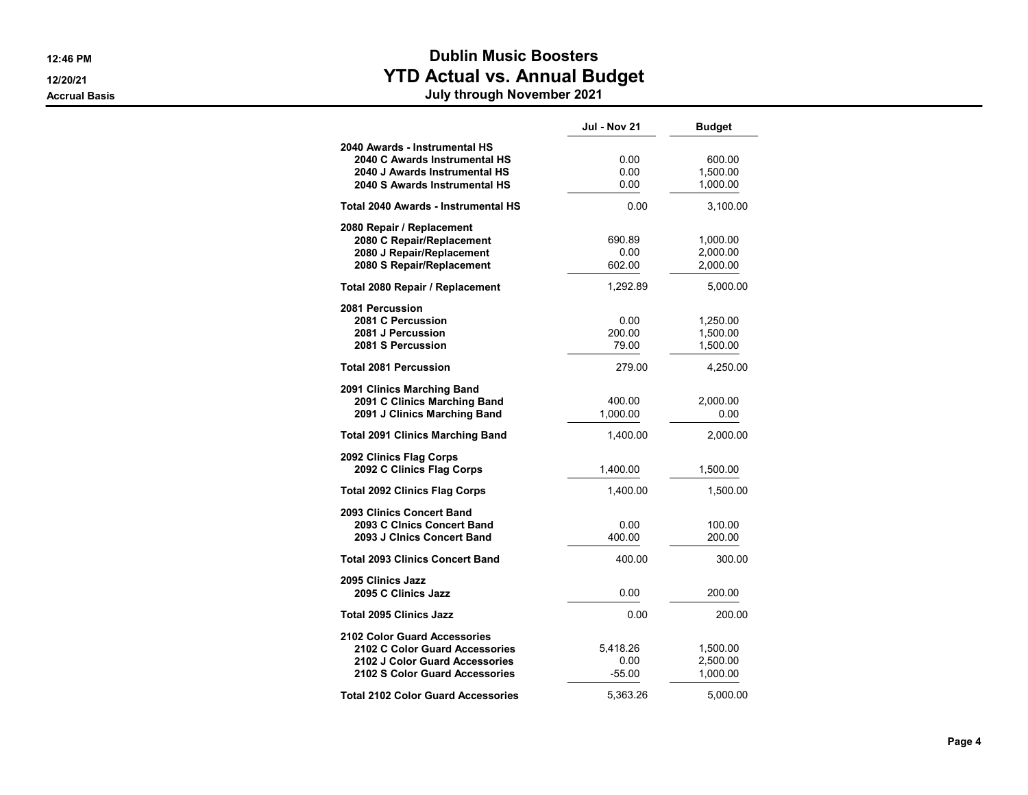# Dublin Music Boosters
## YTD Actual vs. Annual Budget
### July through November 2021

| | Jul - Nov 21 | Budget |
|---|---|---|
| **2040 Awards - Instrumental HS** | | |
| **2040 C Awards Instrumental HS** | 0.00 | 600.00 |
| **2040 J Awards Instrumental HS** | 0.00 | 1,500.00 |
| **2040 S Awards Instrumental HS** | 0.00 | 1,000.00 |
| **Total 2040 Awards - Instrumental HS** | 0.00 | 3,100.00 |
| **2080 Repair / Replacement** | | |
| **2080 C Repair/Replacement** | 690.89 | 1,000.00 |
| **2080 J Repair/Replacement** | 0.00 | 2,000.00 |
| **2080 S Repair/Replacement** | 602.00 | 2,000.00 |
| **Total 2080 Repair / Replacement** | 1,292.89 | 5,000.00 |
| **2081 Percussion** | | |
| **2081 C Percussion** | 0.00 | 1,250.00 |
| **2081 J Percussion** | 200.00 | 1,500.00 |
| **2081 S Percussion** | 79.00 | 1,500.00 |
| **Total 2081 Percussion** | 279.00 | 4,250.00 |
| **2091 Clinics Marching Band** | | |
| **2091 C Clinics Marching Band** | 400.00 | 2,000.00 |
| **2091 J Clinics Marching Band** | 1,000.00 | 0.00 |
| **Total 2091 Clinics Marching Band** | 1,400.00 | 2,000.00 |
| **2092 Clinics Flag Corps** | | |
| **2092 C Clinics Flag Corps** | 1,400.00 | 1,500.00 |
| **Total 2092 Clinics Flag Corps** | 1,400.00 | 1,500.00 |
| **2093 Clinics Concert Band** | | |
| **2093 C Clnics Concert Band** | 0.00 | 100.00 |
| **2093 J Clnics Concert Band** | 400.00 | 200.00 |
| **Total 2093 Clinics Concert Band** | 400.00 | 300.00 |
| **2095 Clinics Jazz** | | |
| **2095 C Clinics Jazz** | 0.00 | 200.00 |
| **Total 2095 Clinics Jazz** | 0.00 | 200.00 |
| **2102 Color Guard Accessories** | | |
| **2102 C Color Guard Accessories** | 5,418.26 | 1,500.00 |
| **2102 J Color Guard Accessories** | 0.00 | 2,500.00 |
| **2102 S Color Guard Accessories** | -55.00 | 1,000.00 |
| **Total 2102 Color Guard Accessories** | 5,363.26 | 5,000.00 |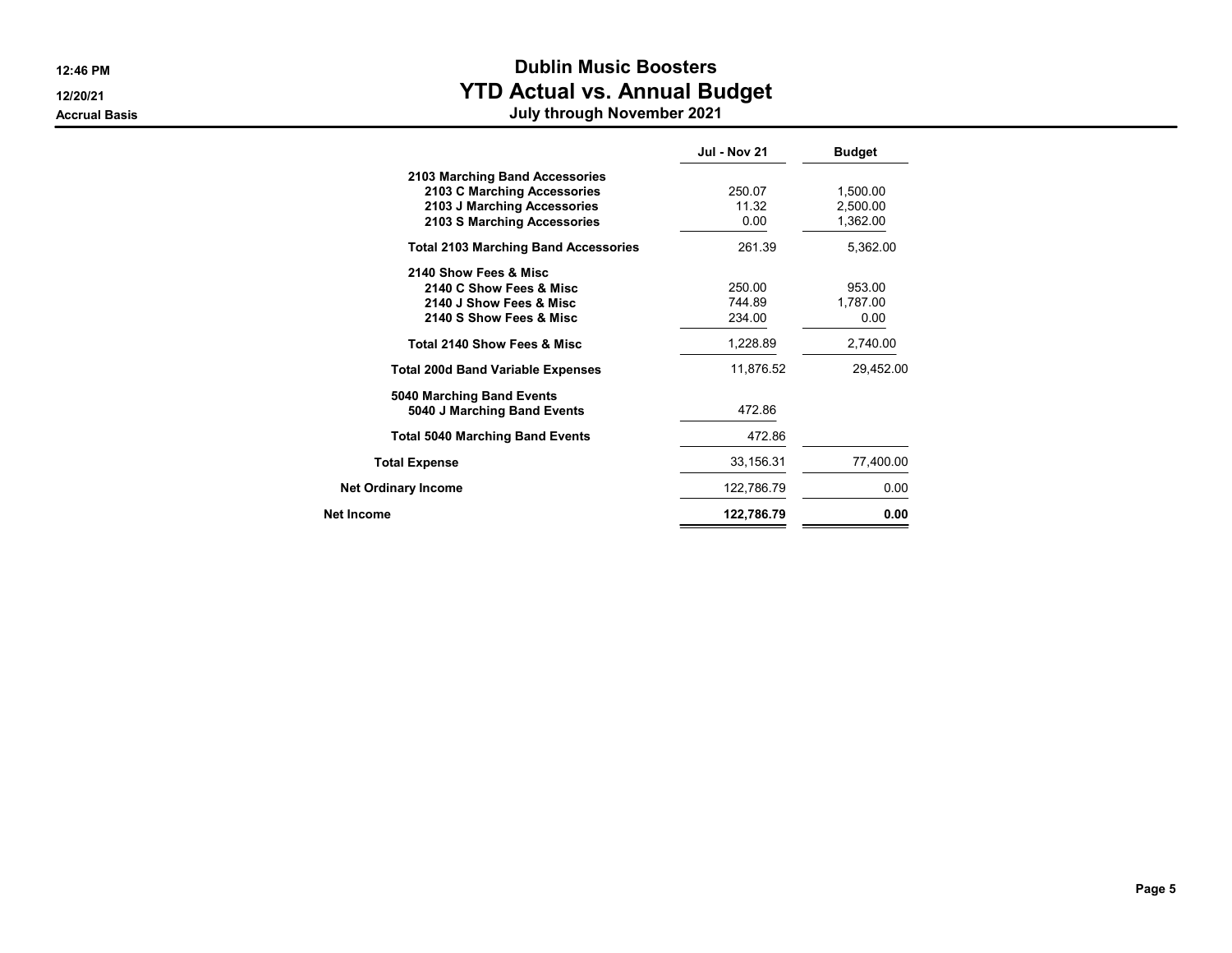# Dublin Music Boosters

## YTD Actual vs. Annual Budget

### July through November 2021

12:46 PM
12/20/21
Accrual Basis

| | Jul - Nov 21 | Budget |
|---|---|---|
| 2103 Marching Band Accessories | | |
| 2103 C Marching Accessories | 250.07 | 1,500.00 |
| 2103 J Marching Accessories | 11.32 | 2,500.00 |
| 2103 S Marching Accessories | 0.00 | 1,362.00 |
| Total 2103 Marching Band Accessories | 261.39 | 5,362.00 |
| 2140 Show Fees & Misc | | |
| 2140 C Show Fees & Misc | 250.00 | 953.00 |
| 2140 J Show Fees & Misc | 744.89 | 1,787.00 |
| 2140 S Show Fees & Misc | 234.00 | 0.00 |
| Total 2140 Show Fees & Misc | 1,228.89 | 2,740.00 |
| Total 200d Band Variable Expenses | 11,876.52 | 29,452.00 |
| 5040 Marching Band Events | | |
| 5040 J Marching Band Events | 472.86 | |
| Total 5040 Marching Band Events | 472.86 | |
| Total Expense | 33,156.31 | 77,400.00 |
| Net Ordinary Income | 122,786.79 | 0.00 |
| **Net Income** | **122,786.79** | **0.00** |